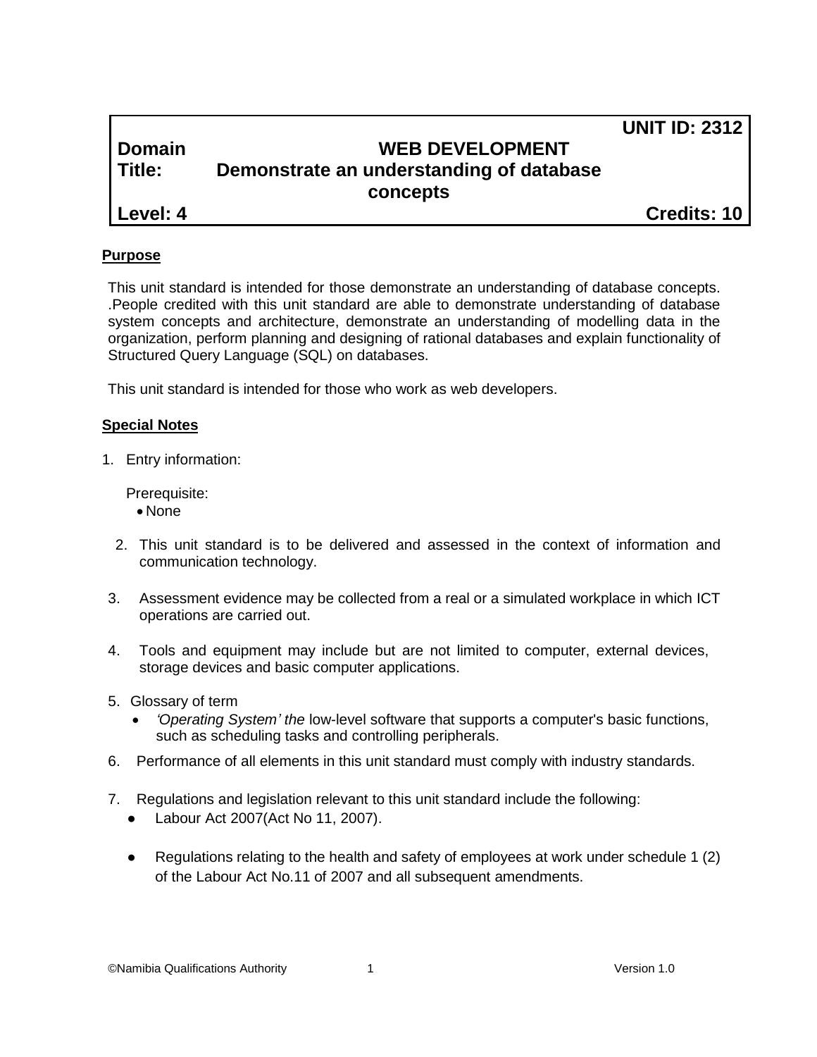| | | |
|---|---|---|
| | | **UNIT ID: 2312** |
| **Domain** | **WEB DEVELOPMENT** | |
| **Title:** | **Demonstrate an understanding of database concepts** | |
| **Level: 4** | | **Credits: 10** |

## Purpose

This unit standard is intended for those demonstrate an understanding of database concepts. .People credited with this unit standard are able to demonstrate understanding of database system concepts and architecture, demonstrate an understanding of modelling data in the organization, perform planning and designing of rational databases and explain functionality of Structured Query Language (SQL) on databases.

This unit standard is intended for those who work as web developers.

## Special Notes

1. Entry information:

   Prerequisite:
   - None

2. This unit standard is to be delivered and assessed in the context of information and communication technology.

3. Assessment evidence may be collected from a real or a simulated workplace in which ICT operations are carried out.

4. Tools and equipment may include but are not limited to computer, external devices, storage devices and basic computer applications.

5. Glossary of term
   - *'Operating System' the* low-level software that supports a computer's basic functions, such as scheduling tasks and controlling peripherals.

6. Performance of all elements in this unit standard must comply with industry standards.

7. Regulations and legislation relevant to this unit standard include the following:
   - Labour Act 2007(Act No 11, 2007).
   - Regulations relating to the health and safety of employees at work under schedule 1 (2) of the Labour Act No.11 of 2007 and all subsequent amendments.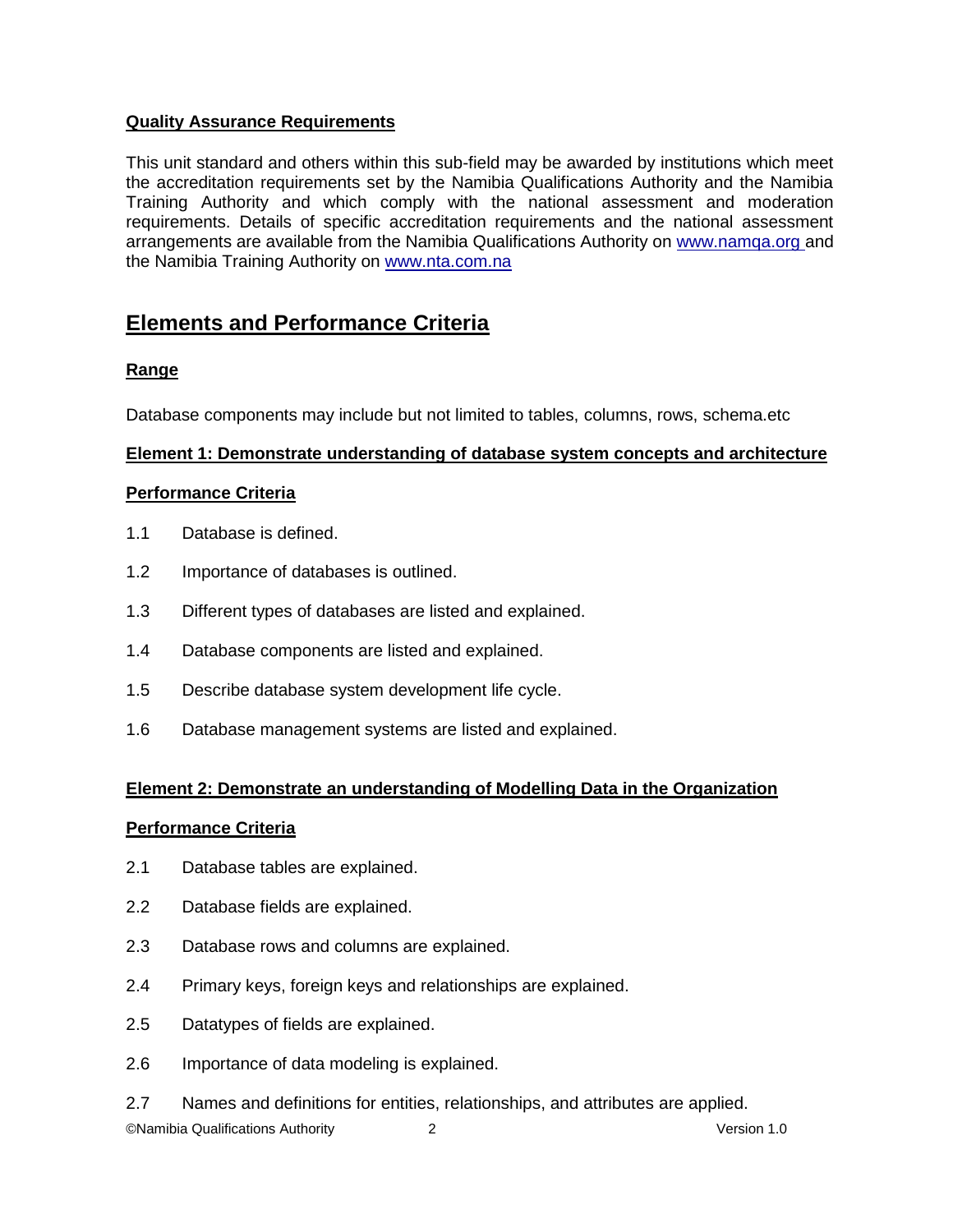**Quality Assurance Requirements**

This unit standard and others within this sub-field may be awarded by institutions which meet the accreditation requirements set by the Namibia Qualifications Authority and the Namibia Training Authority and which comply with the national assessment and moderation requirements. Details of specific accreditation requirements and the national assessment arrangements are available from the Namibia Qualifications Authority on [www.namqa.org](www.namqa.org) and the Namibia Training Authority on [www.nta.com.na](www.nta.com.na)

## Elements and Performance Criteria

**Range**

Database components may include but not limited to tables, columns, rows, schema.etc

**Element 1: Demonstrate understanding of database system concepts and architecture**

**Performance Criteria**

1.1 Database is defined.

1.2 Importance of databases is outlined.

1.3 Different types of databases are listed and explained.

1.4 Database components are listed and explained.

1.5 Describe database system development life cycle.

1.6 Database management systems are listed and explained.

**Element 2: Demonstrate an understanding of Modelling Data in the Organization**

**Performance Criteria**

2.1 Database tables are explained.

2.2 Database fields are explained.

2.3 Database rows and columns are explained.

2.4 Primary keys, foreign keys and relationships are explained.

2.5 Datatypes of fields are explained.

2.6 Importance of data modeling is explained.

2.7 Names and definitions for entities, relationships, and attributes are applied.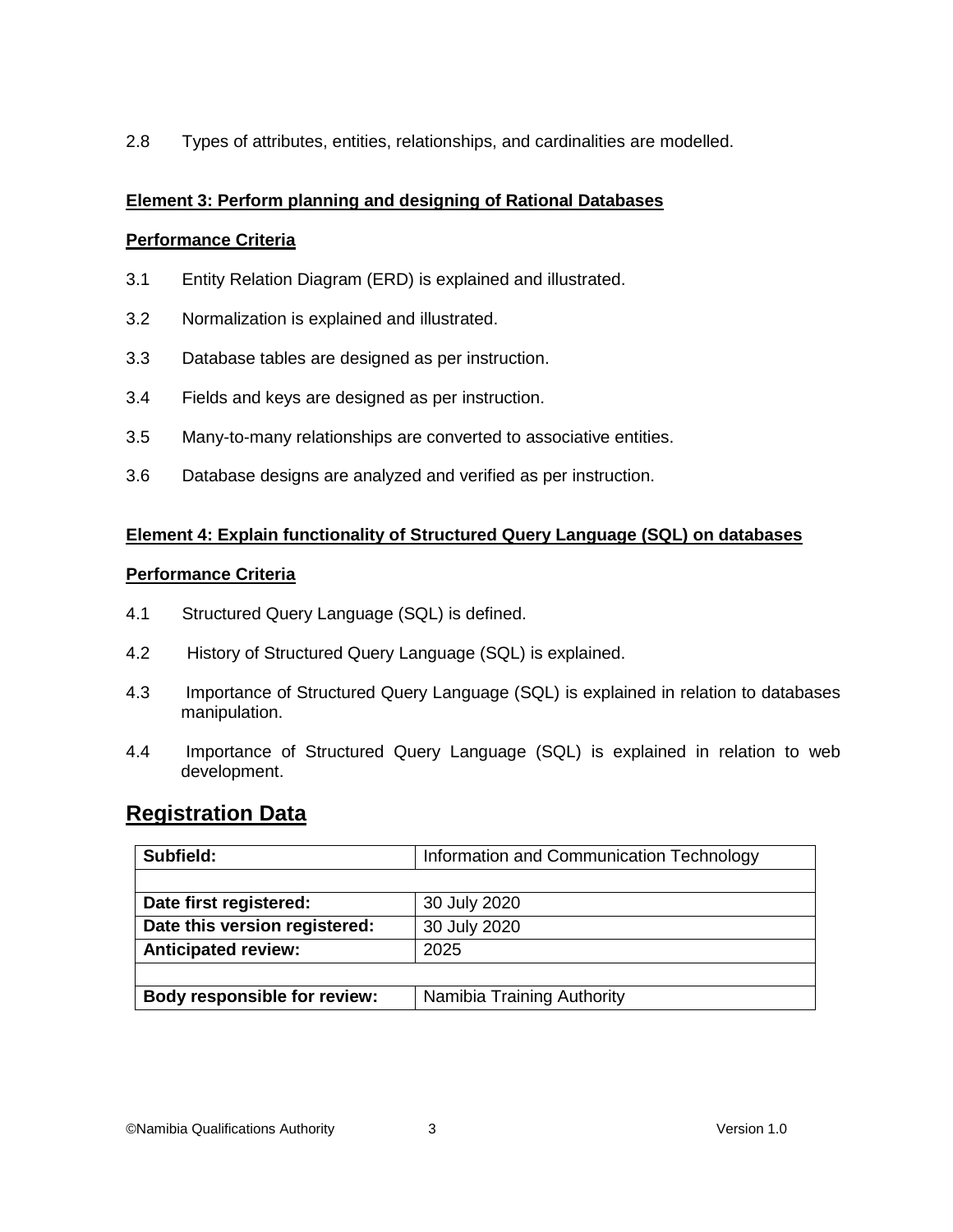2.8 Types of attributes, entities, relationships, and cardinalities are modelled.

**Element 3: Perform planning and designing of Rational Databases**

**Performance Criteria**

3.1 Entity Relation Diagram (ERD) is explained and illustrated.

3.2 Normalization is explained and illustrated.

3.3 Database tables are designed as per instruction.

3.4 Fields and keys are designed as per instruction.

3.5 Many-to-many relationships are converted to associative entities.

3.6 Database designs are analyzed and verified as per instruction.

**Element 4: Explain functionality of Structured Query Language (SQL) on databases**

**Performance Criteria**

4.1 Structured Query Language (SQL) is defined.

4.2 History of Structured Query Language (SQL) is explained.

4.3 Importance of Structured Query Language (SQL) is explained in relation to databases manipulation.

4.4 Importance of Structured Query Language (SQL) is explained in relation to web development.

## Registration Data

| | |
|---|---|
| **Subfield:** | Information and Communication Technology |
| | |
| **Date first registered:** | 30 July 2020 |
| **Date this version registered:** | 30 July 2020 |
| **Anticipated review:** | 2025 |
| | |
| **Body responsible for review:** | Namibia Training Authority |